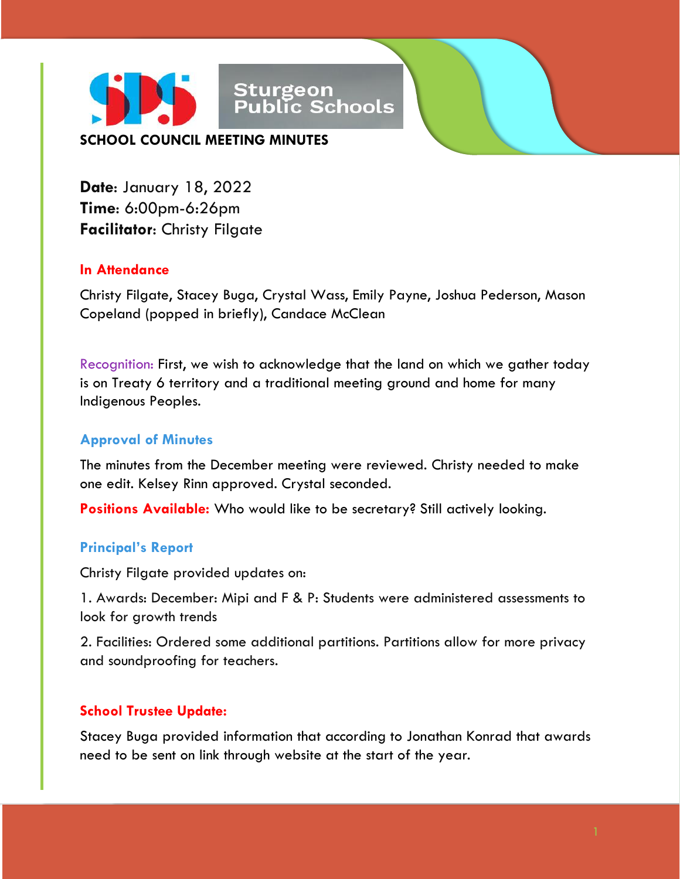Sturgeon Public Schools

# SCHOOL COUNCIL MEETING MINUTES

**Date**: January 18, 2022
**Time**: 6:00pm-6:26pm
**Facilitator**: Christy Filgate

## In Attendance

Christy Filgate, Stacey Buga, Crystal Wass, Emily Payne, Joshua Pederson, Mason Copeland (popped in briefly), Candace McClean

Recognition: First, we wish to acknowledge that the land on which we gather today is on Treaty 6 territory and a traditional meeting ground and home for many Indigenous Peoples.

## Approval of Minutes

The minutes from the December meeting were reviewed. Christy needed to make one edit. Kelsey Rinn approved. Crystal seconded.

**Positions Available:** Who would like to be secretary? Still actively looking.

## Principal's Report

Christy Filgate provided updates on:

1. Awards: December: Mipi and F & P: Students were administered assessments to look for growth trends

2. Facilities: Ordered some additional partitions. Partitions allow for more privacy and soundproofing for teachers.

## School Trustee Update:

Stacey Buga provided information that according to Jonathan Konrad that awards need to be sent on link through website at the start of the year.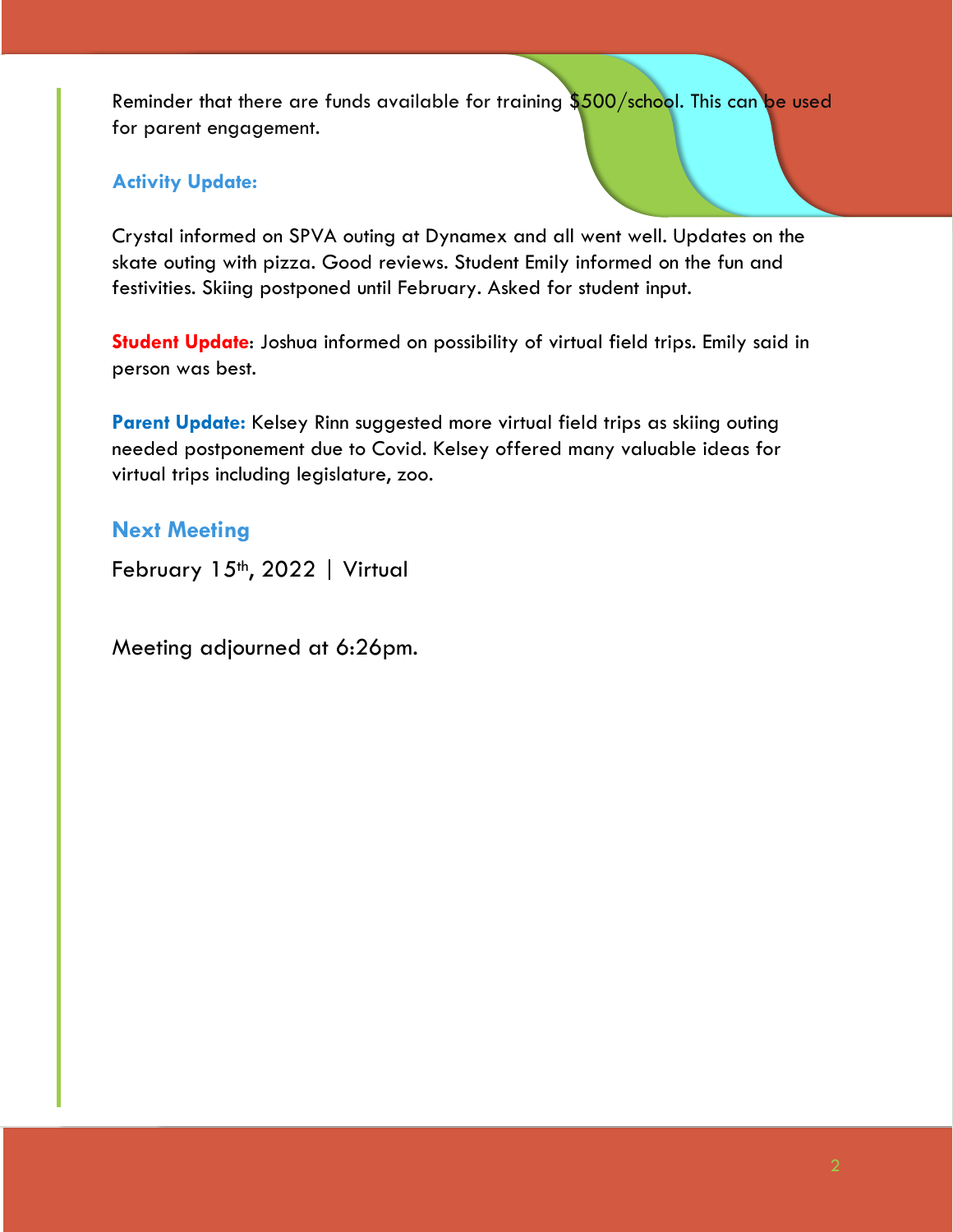Reminder that there are funds available for training $500/school. This can be used for parent engagement.

### Activity Update:

Crystal informed on SPVA outing at Dynamex and all went well. Updates on the skate outing with pizza. Good reviews. Student Emily informed on the fun and festivities. Skiing postponed until February. Asked for student input.

**Student Update**: Joshua informed on possibility of virtual field trips. Emily said in person was best.

**Parent Update:** Kelsey Rinn suggested more virtual field trips as skiing outing needed postponement due to Covid. Kelsey offered many valuable ideas for virtual trips including legislature, zoo.

## Next Meeting

February 15th, 2022 | Virtual

Meeting adjourned at 6:26pm.